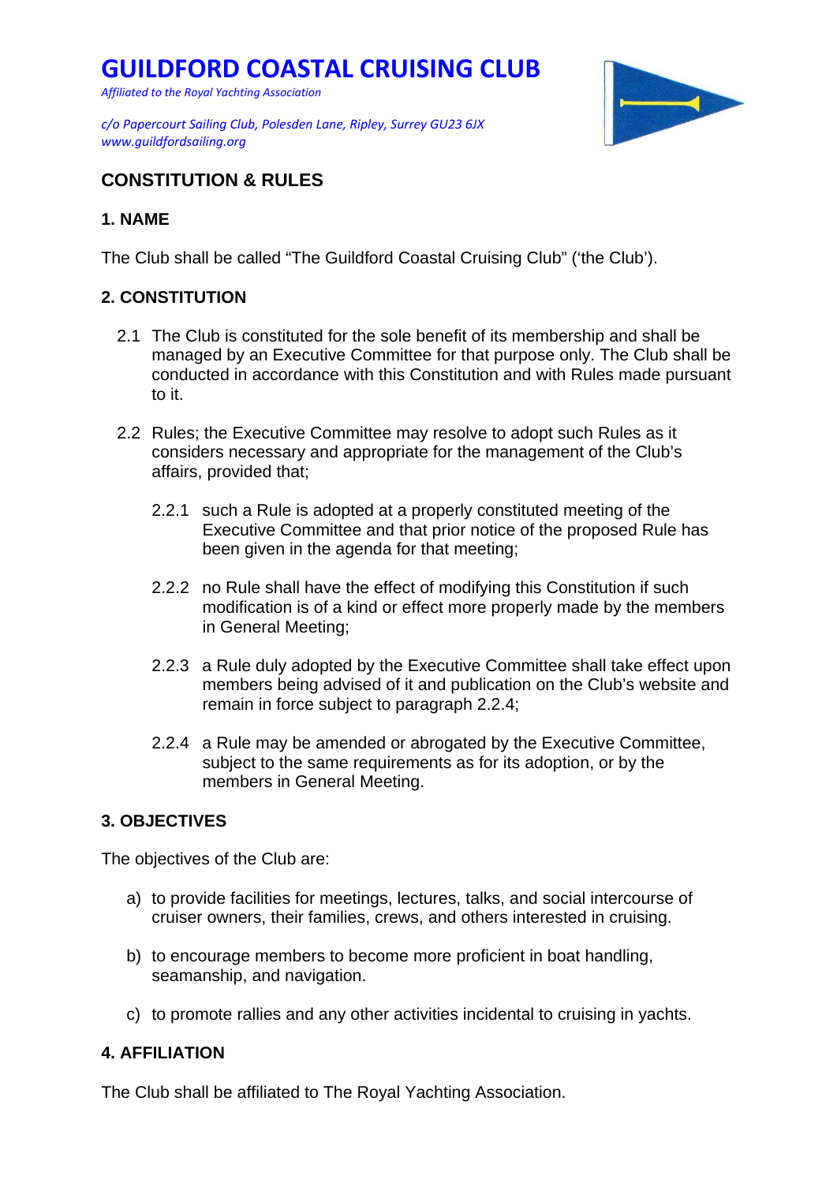# GUILDFORD COASTAL CRUISING CLUB

*Affiliated to the Royal Yachting Association*

*c/o Papercourt Sailing Club, Polesden Lane, Ripley, Surrey GU23 6JX*
*www.guildfordsailing.org*

## CONSTITUTION & RULES

### 1. NAME

The Club shall be called "The Guildford Coastal Cruising Club" ('the Club').

### 2. CONSTITUTION

2.1 The Club is constituted for the sole benefit of its membership and shall be managed by an Executive Committee for that purpose only. The Club shall be conducted in accordance with this Constitution and with Rules made pursuant to it.

2.2 Rules; the Executive Committee may resolve to adopt such Rules as it considers necessary and appropriate for the management of the Club's affairs, provided that;

2.2.1 such a Rule is adopted at a properly constituted meeting of the Executive Committee and that prior notice of the proposed Rule has been given in the agenda for that meeting;

2.2.2 no Rule shall have the effect of modifying this Constitution if such modification is of a kind or effect more properly made by the members in General Meeting;

2.2.3 a Rule duly adopted by the Executive Committee shall take effect upon members being advised of it and publication on the Club's website and remain in force subject to paragraph 2.2.4;

2.2.4 a Rule may be amended or abrogated by the Executive Committee, subject to the same requirements as for its adoption, or by the members in General Meeting.

### 3. OBJECTIVES

The objectives of the Club are:

a) to provide facilities for meetings, lectures, talks, and social intercourse of cruiser owners, their families, crews, and others interested in cruising.

b) to encourage members to become more proficient in boat handling, seamanship, and navigation.

c) to promote rallies and any other activities incidental to cruising in yachts.

### 4. AFFILIATION

The Club shall be affiliated to The Royal Yachting Association.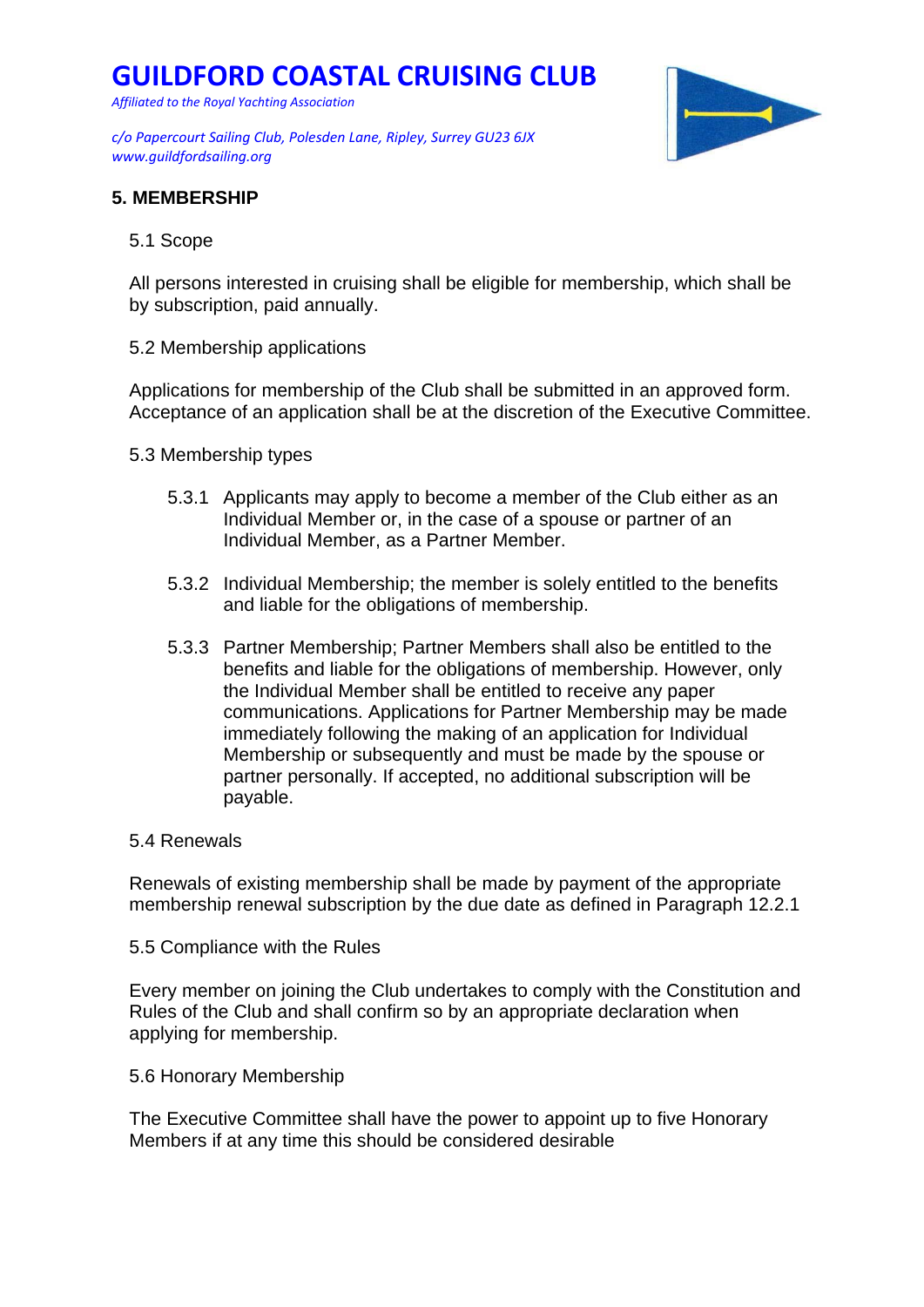# GUILDFORD COASTAL CRUISING CLUB

*Affiliated to the Royal Yachting Association*

*c/o Papercourt Sailing Club, Polesden Lane, Ripley, Surrey GU23 6JX*
*www.guildfordsailing.org*

## 5. MEMBERSHIP

### 5.1 Scope

All persons interested in cruising shall be eligible for membership, which shall be by subscription, paid annually.

### 5.2 Membership applications

Applications for membership of the Club shall be submitted in an approved form. Acceptance of an application shall be at the discretion of the Executive Committee.

### 5.3 Membership types

5.3.1 Applicants may apply to become a member of the Club either as an Individual Member or, in the case of a spouse or partner of an Individual Member, as a Partner Member.

5.3.2 Individual Membership; the member is solely entitled to the benefits and liable for the obligations of membership.

5.3.3 Partner Membership; Partner Members shall also be entitled to the benefits and liable for the obligations of membership. However, only the Individual Member shall be entitled to receive any paper communications. Applications for Partner Membership may be made immediately following the making of an application for Individual Membership or subsequently and must be made by the spouse or partner personally. If accepted, no additional subscription will be payable.

### 5.4 Renewals

Renewals of existing membership shall be made by payment of the appropriate membership renewal subscription by the due date as defined in Paragraph 12.2.1

### 5.5 Compliance with the Rules

Every member on joining the Club undertakes to comply with the Constitution and Rules of the Club and shall confirm so by an appropriate declaration when applying for membership.

### 5.6 Honorary Membership

The Executive Committee shall have the power to appoint up to five Honorary Members if at any time this should be considered desirable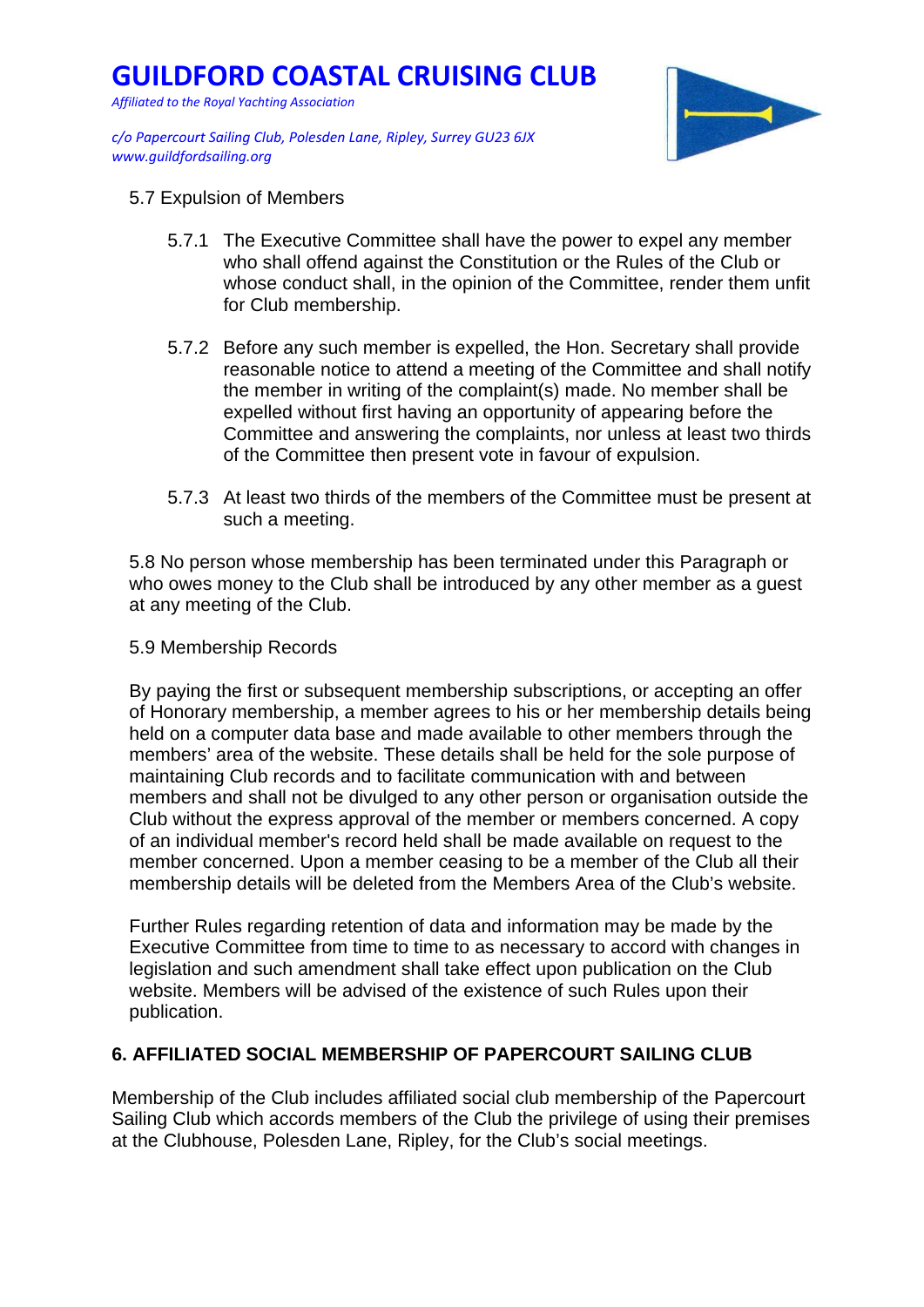5.7 Expulsion of Members

5.7.1 The Executive Committee shall have the power to expel any member who shall offend against the Constitution or the Rules of the Club or whose conduct shall, in the opinion of the Committee, render them unfit for Club membership.

5.7.2 Before any such member is expelled, the Hon. Secretary shall provide reasonable notice to attend a meeting of the Committee and shall notify the member in writing of the complaint(s) made. No member shall be expelled without first having an opportunity of appearing before the Committee and answering the complaints, nor unless at least two thirds of the Committee then present vote in favour of expulsion.

5.7.3 At least two thirds of the members of the Committee must be present at such a meeting.

5.8 No person whose membership has been terminated under this Paragraph or who owes money to the Club shall be introduced by any other member as a guest at any meeting of the Club.

5.9 Membership Records

By paying the first or subsequent membership subscriptions, or accepting an offer of Honorary membership, a member agrees to his or her membership details being held on a computer data base and made available to other members through the members' area of the website. These details shall be held for the sole purpose of maintaining Club records and to facilitate communication with and between members and shall not be divulged to any other person or organisation outside the Club without the express approval of the member or members concerned. A copy of an individual member's record held shall be made available on request to the member concerned. Upon a member ceasing to be a member of the Club all their membership details will be deleted from the Members Area of the Club's website.

Further Rules regarding retention of data and information may be made by the Executive Committee from time to time to as necessary to accord with changes in legislation and such amendment shall take effect upon publication on the Club website. Members will be advised of the existence of such Rules upon their publication.

## 6. AFFILIATED SOCIAL MEMBERSHIP OF PAPERCOURT SAILING CLUB

Membership of the Club includes affiliated social club membership of the Papercourt Sailing Club which accords members of the Club the privilege of using their premises at the Clubhouse, Polesden Lane, Ripley, for the Club's social meetings.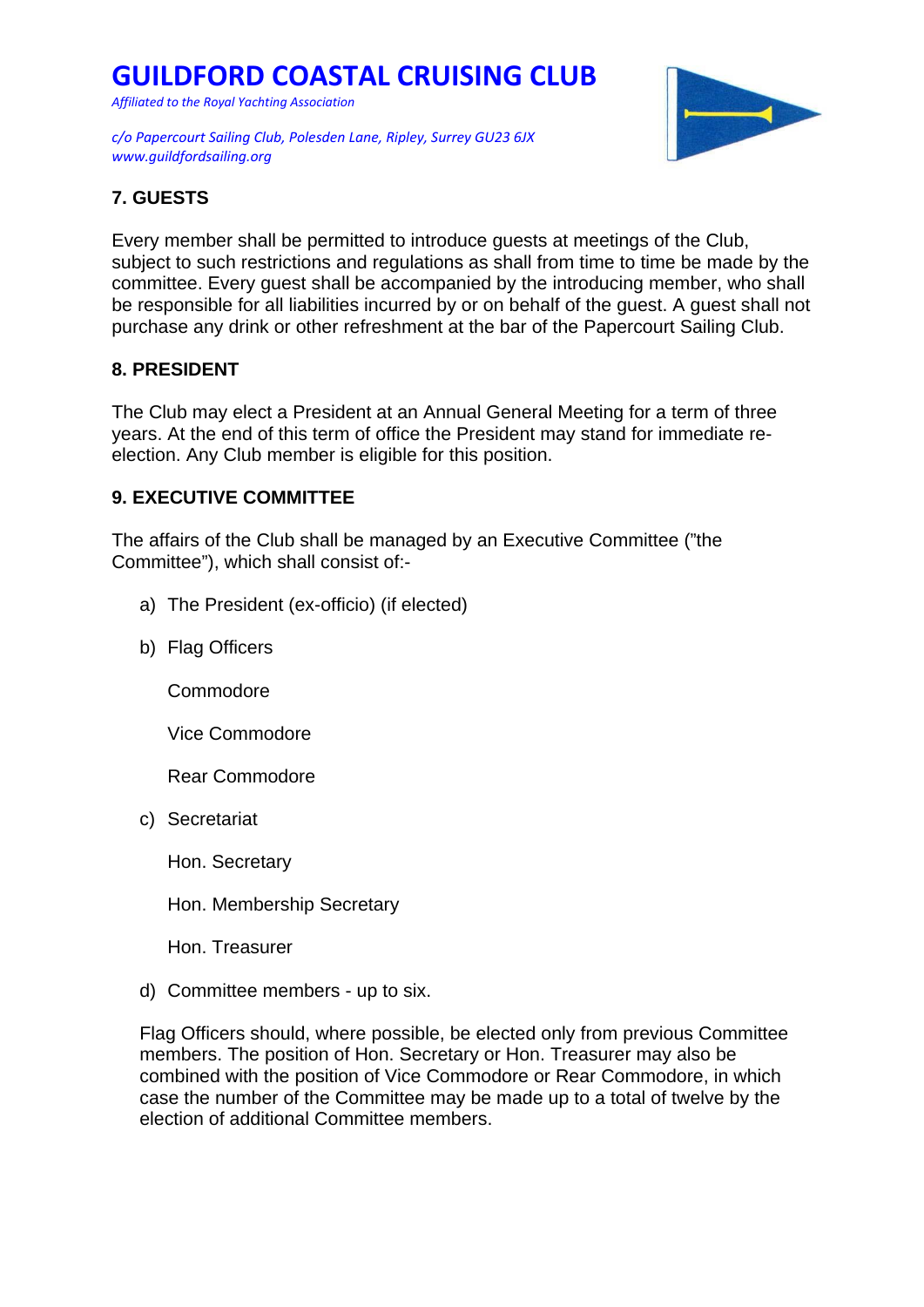# GUILDFORD COASTAL CRUISING CLUB

*Affiliated to the Royal Yachting Association*

*c/o Papercourt Sailing Club, Polesden Lane, Ripley, Surrey GU23 6JX*
*www.guildfordsailing.org*

## 7. GUESTS

Every member shall be permitted to introduce guests at meetings of the Club, subject to such restrictions and regulations as shall from time to time be made by the committee. Every guest shall be accompanied by the introducing member, who shall be responsible for all liabilities incurred by or on behalf of the guest. A guest shall not purchase any drink or other refreshment at the bar of the Papercourt Sailing Club.

## 8. PRESIDENT

The Club may elect a President at an Annual General Meeting for a term of three years. At the end of this term of office the President may stand for immediate re-election. Any Club member is eligible for this position.

## 9. EXECUTIVE COMMITTEE

The affairs of the Club shall be managed by an Executive Committee ("the Committee"), which shall consist of:-

a) The President (ex-officio) (if elected)

b) Flag Officers

   Commodore

   Vice Commodore

   Rear Commodore

c) Secretariat

   Hon. Secretary

   Hon. Membership Secretary

   Hon. Treasurer

d) Committee members - up to six.

Flag Officers should, where possible, be elected only from previous Committee members. The position of Hon. Secretary or Hon. Treasurer may also be combined with the position of Vice Commodore or Rear Commodore, in which case the number of the Committee may be made up to a total of twelve by the election of additional Committee members.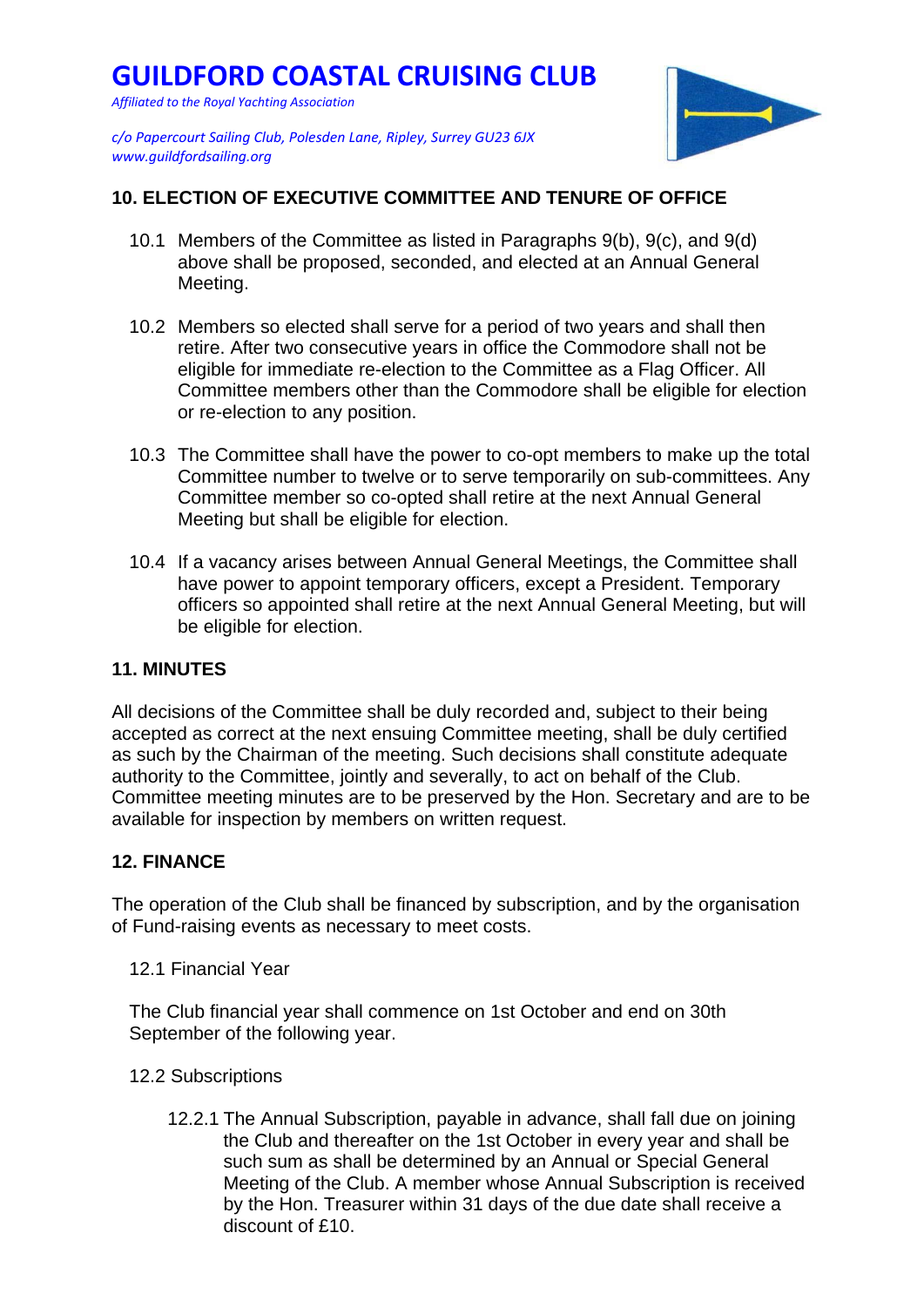# GUILDFORD COASTAL CRUISING CLUB

*Affiliated to the Royal Yachting Association*

*c/o Papercourt Sailing Club, Polesden Lane, Ripley, Surrey GU23 6JX*
*www.guildfordsailing.org*

## 10. ELECTION OF EXECUTIVE COMMITTEE AND TENURE OF OFFICE

10.1 Members of the Committee as listed in Paragraphs 9(b), 9(c), and 9(d) above shall be proposed, seconded, and elected at an Annual General Meeting.

10.2 Members so elected shall serve for a period of two years and shall then retire. After two consecutive years in office the Commodore shall not be eligible for immediate re-election to the Committee as a Flag Officer. All Committee members other than the Commodore shall be eligible for election or re-election to any position.

10.3 The Committee shall have the power to co-opt members to make up the total Committee number to twelve or to serve temporarily on sub-committees. Any Committee member so co-opted shall retire at the next Annual General Meeting but shall be eligible for election.

10.4 If a vacancy arises between Annual General Meetings, the Committee shall have power to appoint temporary officers, except a President. Temporary officers so appointed shall retire at the next Annual General Meeting, but will be eligible for election.

## 11. MINUTES

All decisions of the Committee shall be duly recorded and, subject to their being accepted as correct at the next ensuing Committee meeting, shall be duly certified as such by the Chairman of the meeting. Such decisions shall constitute adequate authority to the Committee, jointly and severally, to act on behalf of the Club. Committee meeting minutes are to be preserved by the Hon. Secretary and are to be available for inspection by members on written request.

## 12. FINANCE

The operation of the Club shall be financed by subscription, and by the organisation of Fund-raising events as necessary to meet costs.

12.1 Financial Year

The Club financial year shall commence on 1st October and end on 30th September of the following year.

12.2 Subscriptions

12.2.1 The Annual Subscription, payable in advance, shall fall due on joining the Club and thereafter on the 1st October in every year and shall be such sum as shall be determined by an Annual or Special General Meeting of the Club. A member whose Annual Subscription is received by the Hon. Treasurer within 31 days of the due date shall receive a discount of £10.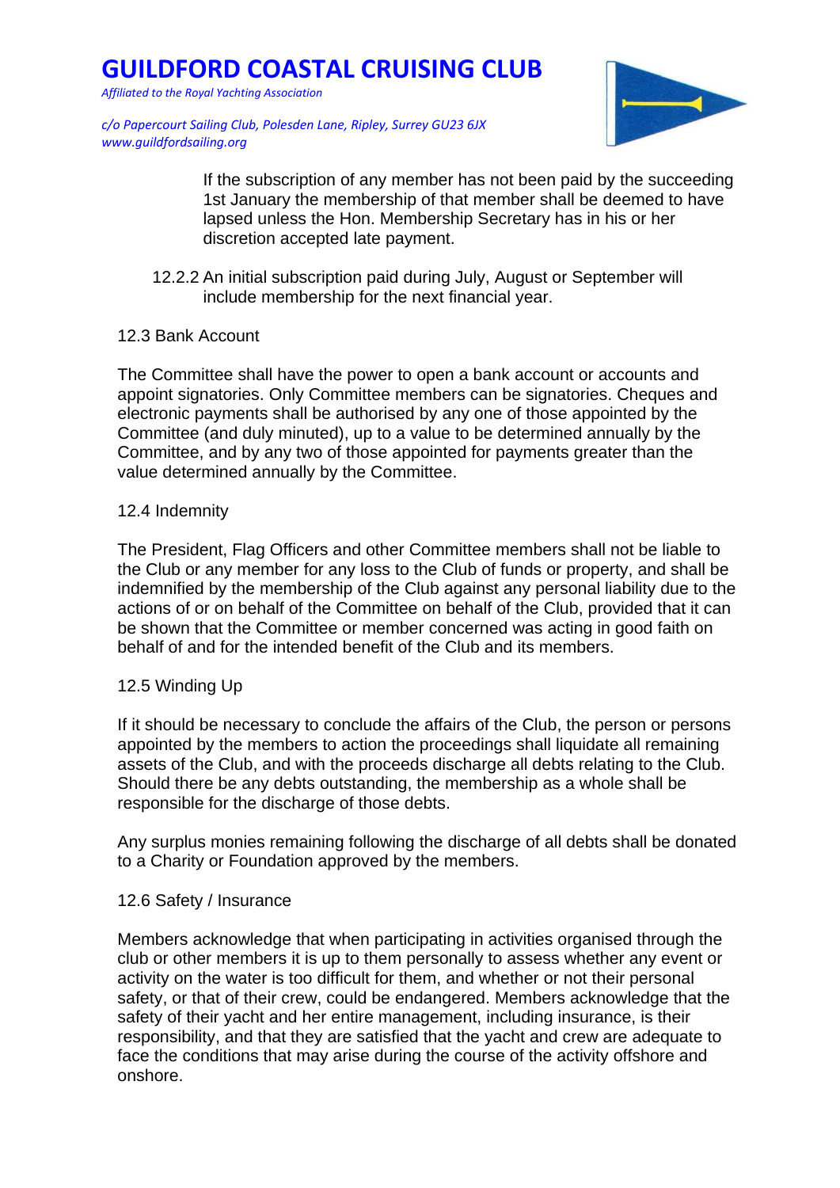If the subscription of any member has not been paid by the succeeding 1st January the membership of that member shall be deemed to have lapsed unless the Hon. Membership Secretary has in his or her discretion accepted late payment.

12.2.2 An initial subscription paid during July, August or September will include membership for the next financial year.

12.3 Bank Account

The Committee shall have the power to open a bank account or accounts and appoint signatories. Only Committee members can be signatories. Cheques and electronic payments shall be authorised by any one of those appointed by the Committee (and duly minuted), up to a value to be determined annually by the Committee, and by any two of those appointed for payments greater than the value determined annually by the Committee.

12.4 Indemnity

The President, Flag Officers and other Committee members shall not be liable to the Club or any member for any loss to the Club of funds or property, and shall be indemnified by the membership of the Club against any personal liability due to the actions of or on behalf of the Committee on behalf of the Club, provided that it can be shown that the Committee or member concerned was acting in good faith on behalf of and for the intended benefit of the Club and its members.

12.5 Winding Up

If it should be necessary to conclude the affairs of the Club, the person or persons appointed by the members to action the proceedings shall liquidate all remaining assets of the Club, and with the proceeds discharge all debts relating to the Club. Should there be any debts outstanding, the membership as a whole shall be responsible for the discharge of those debts.

Any surplus monies remaining following the discharge of all debts shall be donated to a Charity or Foundation approved by the members.

12.6 Safety / Insurance

Members acknowledge that when participating in activities organised through the club or other members it is up to them personally to assess whether any event or activity on the water is too difficult for them, and whether or not their personal safety, or that of their crew, could be endangered. Members acknowledge that the safety of their yacht and her entire management, including insurance, is their responsibility, and that they are satisfied that the yacht and crew are adequate to face the conditions that may arise during the course of the activity offshore and onshore.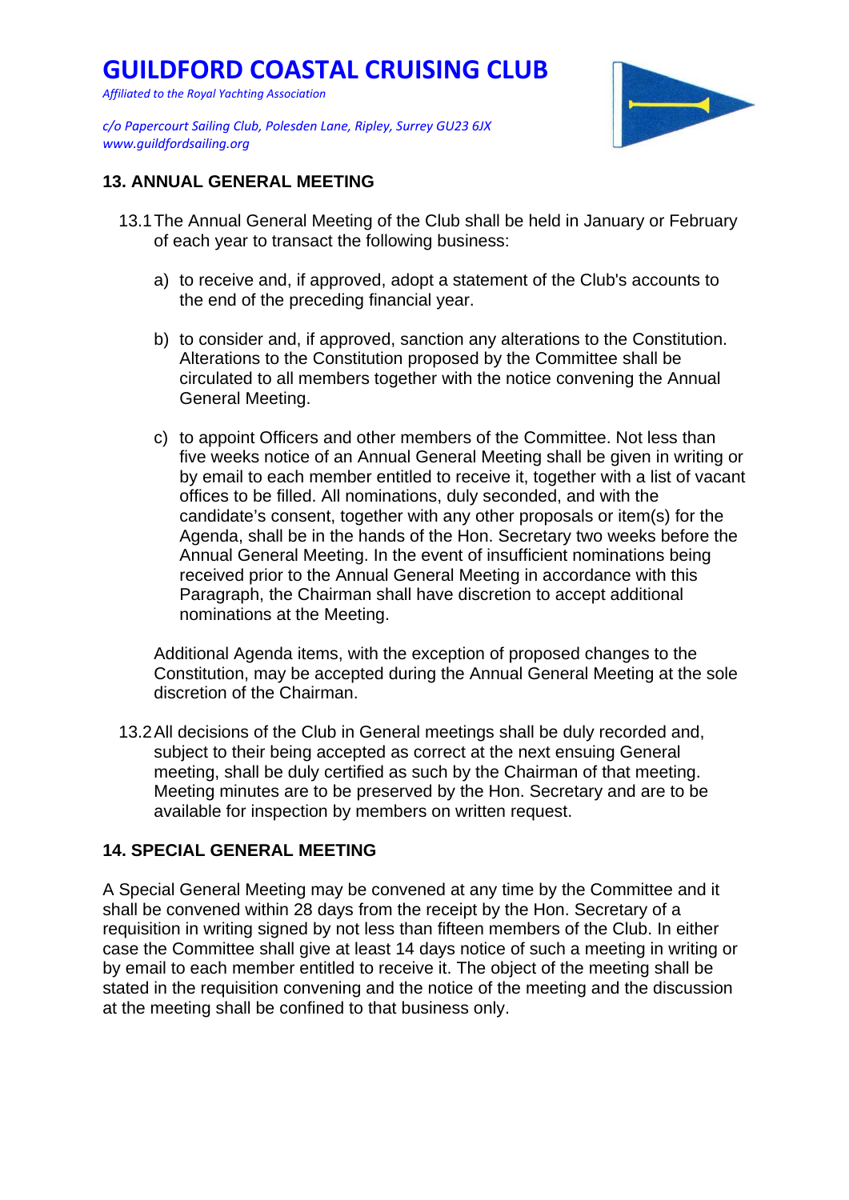## 13. ANNUAL GENERAL MEETING

13.1 The Annual General Meeting of the Club shall be held in January or February of each year to transact the following business:

a) to receive and, if approved, adopt a statement of the Club's accounts to the end of the preceding financial year.

b) to consider and, if approved, sanction any alterations to the Constitution. Alterations to the Constitution proposed by the Committee shall be circulated to all members together with the notice convening the Annual General Meeting.

c) to appoint Officers and other members of the Committee. Not less than five weeks notice of an Annual General Meeting shall be given in writing or by email to each member entitled to receive it, together with a list of vacant offices to be filled. All nominations, duly seconded, and with the candidate's consent, together with any other proposals or item(s) for the Agenda, shall be in the hands of the Hon. Secretary two weeks before the Annual General Meeting. In the event of insufficient nominations being received prior to the Annual General Meeting in accordance with this Paragraph, the Chairman shall have discretion to accept additional nominations at the Meeting.

Additional Agenda items, with the exception of proposed changes to the Constitution, may be accepted during the Annual General Meeting at the sole discretion of the Chairman.

13.2 All decisions of the Club in General meetings shall be duly recorded and, subject to their being accepted as correct at the next ensuing General meeting, shall be duly certified as such by the Chairman of that meeting. Meeting minutes are to be preserved by the Hon. Secretary and are to be available for inspection by members on written request.

## 14. SPECIAL GENERAL MEETING

A Special General Meeting may be convened at any time by the Committee and it shall be convened within 28 days from the receipt by the Hon. Secretary of a requisition in writing signed by not less than fifteen members of the Club. In either case the Committee shall give at least 14 days notice of such a meeting in writing or by email to each member entitled to receive it. The object of the meeting shall be stated in the requisition convening and the notice of the meeting and the discussion at the meeting shall be confined to that business only.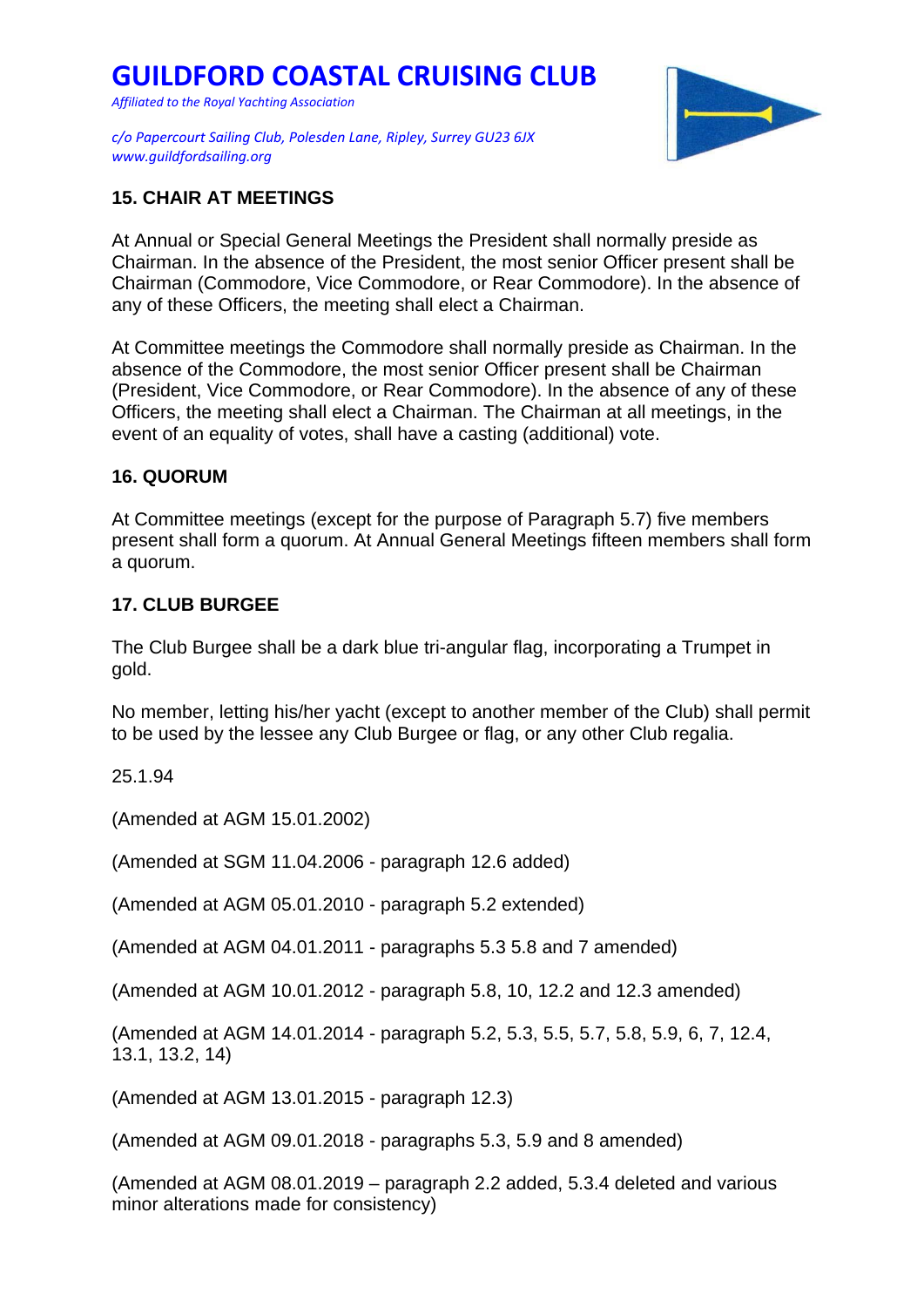# GUILDFORD COASTAL CRUISING CLUB

*Affiliated to the Royal Yachting Association*

*c/o Papercourt Sailing Club, Polesden Lane, Ripley, Surrey GU23 6JX*
*www.guildfordsailing.org*

## 15. CHAIR AT MEETINGS

At Annual or Special General Meetings the President shall normally preside as Chairman. In the absence of the President, the most senior Officer present shall be Chairman (Commodore, Vice Commodore, or Rear Commodore). In the absence of any of these Officers, the meeting shall elect a Chairman.

At Committee meetings the Commodore shall normally preside as Chairman. In the absence of the Commodore, the most senior Officer present shall be Chairman (President, Vice Commodore, or Rear Commodore). In the absence of any of these Officers, the meeting shall elect a Chairman. The Chairman at all meetings, in the event of an equality of votes, shall have a casting (additional) vote.

## 16. QUORUM

At Committee meetings (except for the purpose of Paragraph 5.7) five members present shall form a quorum. At Annual General Meetings fifteen members shall form a quorum.

## 17. CLUB BURGEE

The Club Burgee shall be a dark blue tri-angular flag, incorporating a Trumpet in gold.

No member, letting his/her yacht (except to another member of the Club) shall permit to be used by the lessee any Club Burgee or flag, or any other Club regalia.

25.1.94

(Amended at AGM 15.01.2002)

(Amended at SGM 11.04.2006 - paragraph 12.6 added)

(Amended at AGM 05.01.2010 - paragraph 5.2 extended)

(Amended at AGM 04.01.2011 - paragraphs 5.3 5.8 and 7 amended)

(Amended at AGM 10.01.2012 - paragraph 5.8, 10, 12.2 and 12.3 amended)

(Amended at AGM 14.01.2014 - paragraph 5.2, 5.3, 5.5, 5.7, 5.8, 5.9, 6, 7, 12.4, 13.1, 13.2, 14)

(Amended at AGM 13.01.2015 - paragraph 12.3)

(Amended at AGM 09.01.2018 - paragraphs 5.3, 5.9 and 8 amended)

(Amended at AGM 08.01.2019 – paragraph 2.2 added, 5.3.4 deleted and various minor alterations made for consistency)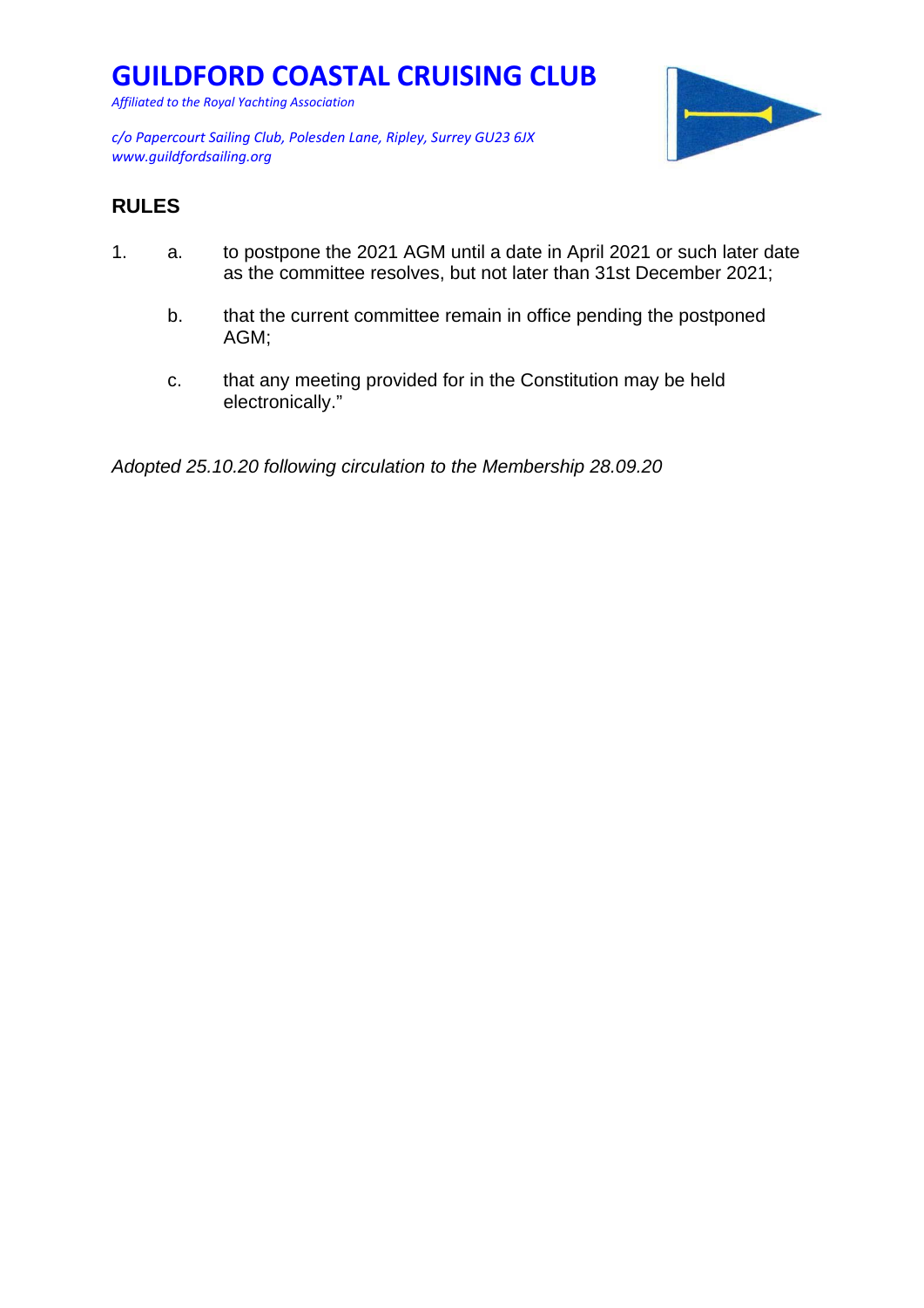# GUILDFORD COASTAL CRUISING CLUB

*Affiliated to the Royal Yachting Association*

*c/o Papercourt Sailing Club, Polesden Lane, Ripley, Surrey GU23 6JX*
*www.guildfordsailing.org*

## RULES

1. a. to postpone the 2021 AGM until a date in April 2021 or such later date as the committee resolves, but not later than 31st December 2021;

   b. that the current committee remain in office pending the postponed AGM;

   c. that any meeting provided for in the Constitution may be held electronically."

*Adopted 25.10.20 following circulation to the Membership 28.09.20*